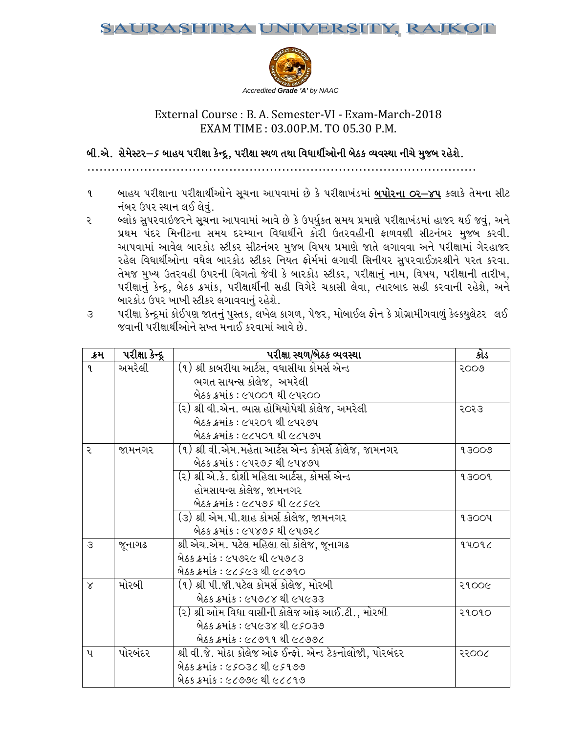# SAURASHTRA UNIVERSITY, RAJKOT

*Accredited **Grade 'A'** by NAAC*

## External Course : B. A. Semester-VI - Exam-March-2018
## EXAM TIME : 03.00P.M. TO 05.30 P.M.

### બી.એ. સેમેસ્ટર–૬ બાહય પરીક્ષા કેન્દ્ર, પરીક્ષા સ્થળ તથા વિધાર્થીઓની બેઠક વ્યવસ્થા નીચે મુજબ રહેશે.

........................................................................................................

૧ બાહય પરીક્ષાના પરીક્ષાર્થીઓને સૂચના આપવામાં છે કે પરીક્ષાખંડમાં **બપોરના ૦૨–૪૫** કલાકે તેમના સીટ નંબર ઉપર સ્થાન લઈ લેવું.

૨ બ્લોક સુપરવાઇજરને સૂચના આપવામાં આવે છે કે ઉપર્યુકત સમય પ્રમાણે પરીક્ષાખંડમાં હાજર થઈ જવું, અને પ્રથમ પંદર મિનીટના સમય દરમ્યાન વિધાર્થીને કોરી ઉતરવહીની ફાળવણી સીટનંબર મુજબ કરવી. આપવામાં આવેલ બારકોડ સ્ટીકર સીટનંબર મુજબ વિષય પ્રમાણે જાતે લગાવવા અને પરીક્ષામાં ગેરહાજર રહેલ વિધાર્થીઓના વધેલ બારકોડ સ્ટીકર નિયત ફોર્મમાં લગાવી સિનીયર સુપરવાઈઝરશ્રીને પરત કરવા. તેમજ મુખ્ય ઉતરવહી ઉપરની વિગતો જેવી કે બારકોડ સ્ટીકર, પરીક્ષાનું નામ, વિષય, પરીક્ષાની તારીખ, પરીક્ષાનું કેન્દ્ર, બેઠક ક્રમાંક, પરીક્ષાર્થીની સહી વિગેરે ચકાસી લેવા, ત્યારબાદ સહી કરવાની રહેશે, અને બારકોડ ઉપર ખાખી સ્ટીકર લગાવવાનું રહેશે.

૩ પરીક્ષા કેન્દ્રમાં કોઈપણ જાતનું પુસ્તક, લખેલ કાગળ, પેજર, મોબાઈલ ફોન કે પ્રોગ્રામીંગવાળું કેલ્કયુલેટર લઈ જવાની પરીક્ષાર્થીઓને સખ્ત મનાઈ કરવામાં આવે છે.

| ક્રમ | પરીક્ષા કેન્દ્ર | પરીક્ષા સ્થળ/બેઠક વ્યવસ્થા | કોડ |
|---|---|---|---|
| ૧ | અમરેલી | (૧) શ્રી કાબરીયા આર્ટસ, વઘાસીયા કોમર્સ એન્ડ ભગત સાયન્સ કોલેજ, અમરેલી<br>બેઠક ક્રમાંક : ૯૫૦૦૧ થી ૯૫૨૦૦ | ૨૦૦૭ |
| | | (૨) શ્રી વી.એન. વ્યાસ હોમિયોપેથી કોલેજ, અમરેલી<br>બેઠક ક્રમાંક : ૯૫૨૦૧ થી ૯૫૨૭૫<br>બેઠક ક્રમાંક : ૯૮૫૦૧ થી ૯૮૫૭૫ | ૨૦૨૩ |
| ૨ | જામનગર | (૧) શ્રી વી.એમ.મહેતા આર્ટસ એન્ડ કોમર્સ કોલેજ, જામનગર<br>બેઠક ક્રમાંક : ૯૫૨૭૬ થી ૯૫૪૭૫ | ૧૩૦૦૭ |
| | | (૨) શ્રી એ.કે. દોશી મહિલા આર્ટસ, કોમર્સ એન્ડ હોમસાયન્સ કોલેજ, જામનગર<br>બેઠક ક્રમાંક : ૯૮૫૭૬ થી ૯૮૬૯૨ | ૧૩૦૦૧ |
| | | (૩) શ્રી એમ.પી.શાહ કોમર્સ કોલેજ, જામનગર<br>બેઠક ક્રમાંક : ૯૫૪૭૬ થી ૯૫૭૨૮ | ૧૩૦૦૫ |
| ૩ | જૂનાગઢ | શ્રી એચ.એમ. પટેલ મહિલા લો કોલેજ, જૂનાગઢ<br>બેઠક ક્રમાંક : ૯૫૭૨૯ થી ૯૫૭૮૩<br>બેઠક ક્રમાંક : ૯૮૬૯૩ થી ૯૮૭૧૦ | ૧૫૦૧૮ |
| ૪ | મોરબી | (૧) શ્રી પી.જી.પટેલ કોમર્સ કોલેજ, મોરબી<br>બેઠક ક્રમાંક : ૯૫૭૮૪ થી ૯૫૯૩૩ | ૨૧૦૦૯ |
| | | (૨) શ્રી ઓમ વિધા વાસીની કોલેજ ઓફ આઈ.ટી., મોરબી<br>બેઠક ક્રમાંક : ૯૫૯૩૪ થી ૯૬૦૩૭<br>બેઠક ક્રમાંક : ૯૮૭૧૧ થી ૯૮૭૭૮ | ૨૧૦૧૦ |
| ૫ | પોરબંદર | શ્રી વી.જે. મોઢા કોલેજ ઓફ ઈન્ફો. એન્ડ ટેકનોલોજી, પોરબંદર<br>બેઠક ક્રમાંક : ૯૬૦૩૮ થી ૯૬૧૭૭<br>બેઠક ક્રમાંક : ૯૮૭૭૯ થી ૯૮૮૧૭ | ૨૨૦૦૮ |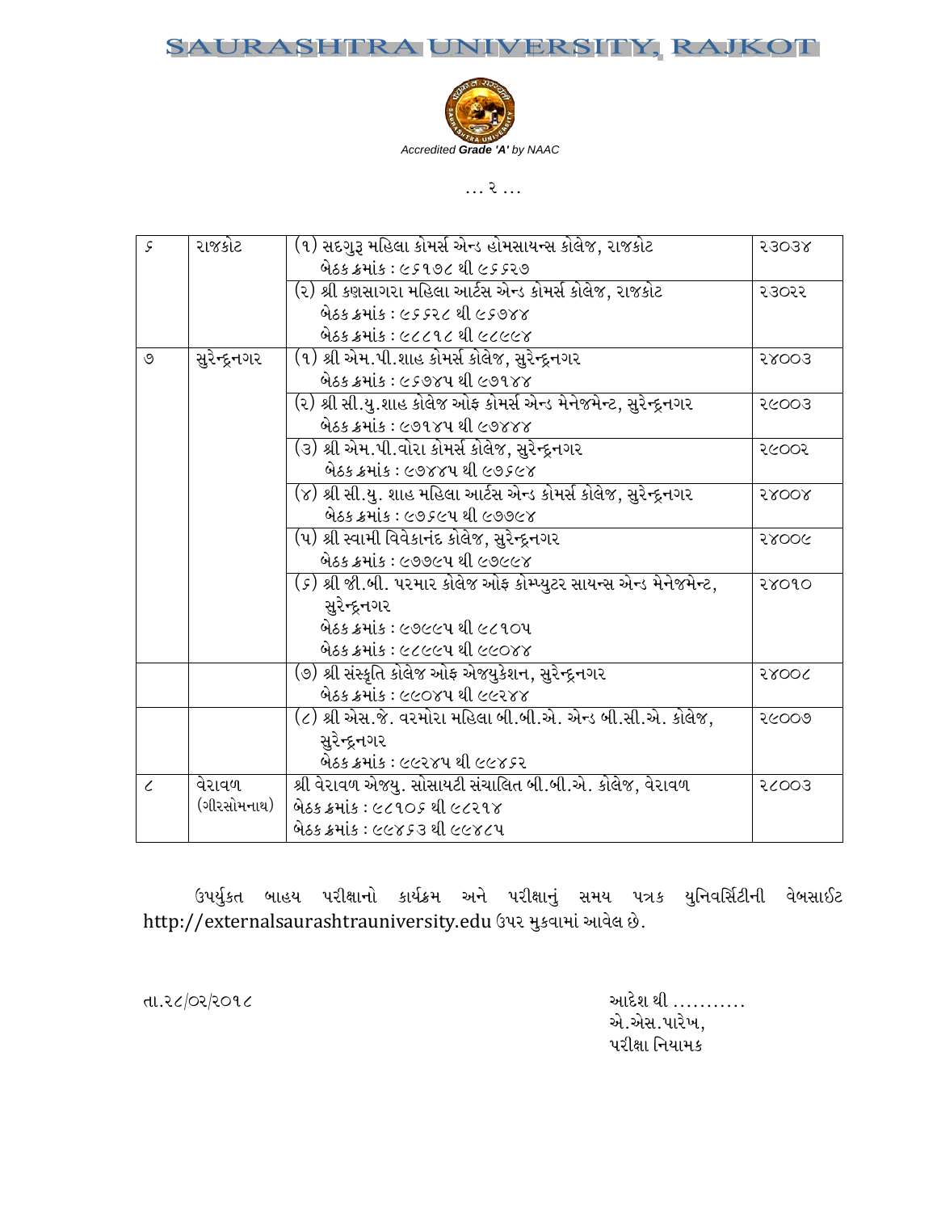# SAURASHTRA UNIVERSITY, RAJKOT

*Accredited **Grade 'A'** by NAAC*

… ૨ …

| | | | |
|---|---|---|---|
| ૬ | રાજકોટ | (૧) સદગુરૂ મહિલા કોમર્સ એન્ડ હોમસાયન્સ કોલેજ, રાજકોટ<br>બેઠક ક્રમાંક : ૯૬૧૭૮ થી ૯૬૬૨૭ | ૨૩૦૩૪ |
| | | (૨) શ્રી કણસાગરા મહિલા આર્ટસ એન્ડ કોમર્સ કોલેજ, રાજકોટ<br>બેઠક ક્રમાંક : ૯૬૬૨૮ થી ૯૬૭૪૪<br>બેઠક ક્રમાંક : ૯૮૮૧૮ થી ૯૮૯૯૪ | ૨૩૦૨૨ |
| ૭ | સુરેન્દ્રનગર | (૧) શ્રી એમ.પી.શાહ કોમર્સ કોલેજ, સુરેન્દ્રનગર<br>બેઠક ક્રમાંક : ૯૬૭૪૫ થી ૯૭૧૪૪ | ૨૪૦૦૩ |
| | | (૨) શ્રી સી.યુ.શાહ કોલેજ ઓફ કોમર્સ એન્ડ મેનેજમેન્ટ, સુરેન્દ્રનગર<br>બેઠક ક્રમાંક : ૯૭૧૪૫ થી ૯૭૪૪૪ | ૨૯૦૦૩ |
| | | (૩) શ્રી એમ.પી.વોરા કોમર્સ કોલેજ, સુરેન્દ્રનગર<br>બેઠક ક્રમાંક : ૯૭૪૪૫ થી ૯૭૬૯૪ | ૨૯૦૦૨ |
| | | (૪) શ્રી સી.યુ. શાહ મહિલા આર્ટસ એન્ડ કોમર્સ કોલેજ, સુરેન્દ્રનગર<br>બેઠક ક્રમાંક : ૯૭૬૯૫ થી ૯૭૭૯૪ | ૨૪૦૦૪ |
| | | (૫) શ્રી સ્વામી વિવેકાનંદ કોલેજ, સુરેન્દ્રનગર<br>બેઠક ક્રમાંક : ૯૭૭૯૫ થી ૯૭૯૯૪ | ૨૪૦૦૯ |
| | | (૬) શ્રી જી.બી. પરમાર કોલેજ ઓફ કોમ્પ્યુટર સાયન્સ એન્ડ મેનેજમેન્ટ, સુરેન્દ્રનગર<br>બેઠક ક્રમાંક : ૯૭૯૯૫ થી ૯૮૧૦૫<br>બેઠક ક્રમાંક : ૯૮૯૯૫ થી ૯૯૦૪૪ | ૨૪૦૧૦ |
| | | (૭) શ્રી સંસ્કૃતિ કોલેજ ઓફ એજ્યુકેશન, સુરેન્દ્રનગર<br>બેઠક ક્રમાંક : ૯૯૦૪૫ થી ૯૯૨૪૪ | ૨૪૦૦૮ |
| | | (૮) શ્રી એસ.જે. વરમોરા મહિલા બી.બી.એ. એન્ડ બી.સી.એ. કોલેજ, સુરેન્દ્રનગર<br>બેઠક ક્રમાંક : ૯૯૨૪૫ થી ૯૯૪૬૨ | ૨૯૦૦૭ |
| ૮ | વેરાવળ (ગીરસોમનાથ) | શ્રી વેરાવળ એજ્યુ. સોસાયટી સંચાલિત બી.બી.એ. કોલેજ, વેરાવળ<br>બેઠક ક્રમાંક : ૯૮૧૦૬ થી ૯૮૨૧૪<br>બેઠક ક્રમાંક : ૯૯૪૬૩ થી ૯૯૪૮૫ | ૨૮૦૦૩ |

ઉપર્યુકત બાહય પરીક્ષાનો કાર્યક્રમ અને પરીક્ષાનું સમય પત્રક યુનિવર્સિટીની વેબસાઈટ http://externalsaurashtrauniversity.edu ઉપર મુકવામાં આવેલ છે.

તા.૨૮/૦૨/૨૦૧૮

આદેશ થી ...........
એ.એસ.પારેખ,
પરીક્ષા નિયામક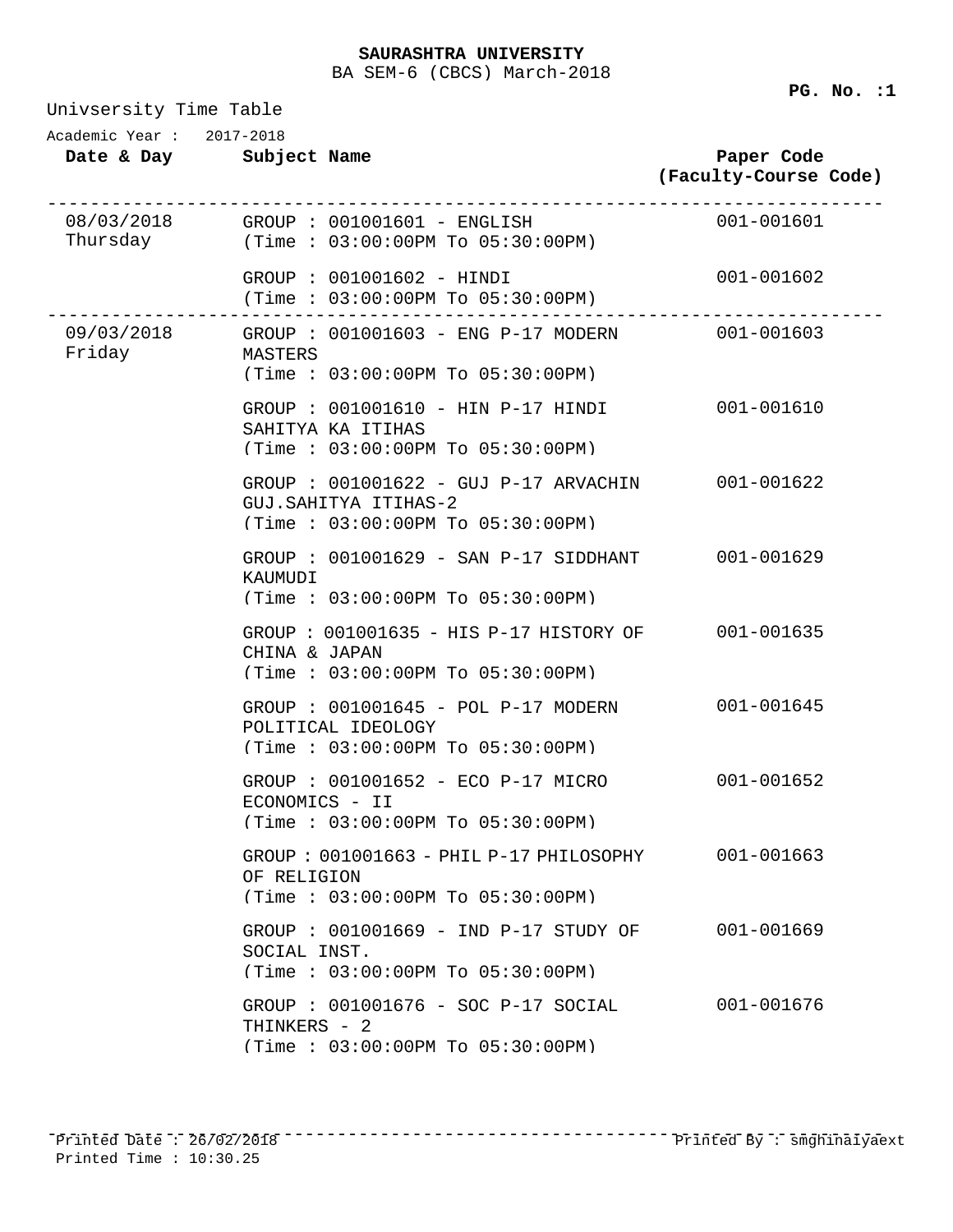**SAURASHTRA UNIVERSITY**

BA SEM-6 (CBCS) March-2018

Univsersity Time Table

Academic Year : 2017-2018

| Date & Day | Subject Name | Paper Code (Faculty-Course Code) |
|---|---|---|
| 08/03/2018 Thursday | GROUP : 001001601 - ENGLISH (Time : 03:00:00PM To 05:30:00PM) | 001-001601 |
| | GROUP : 001001602 - HINDI (Time : 03:00:00PM To 05:30:00PM) | 001-001602 |
| 09/03/2018 Friday | GROUP : 001001603 - ENG P-17 MODERN MASTERS (Time : 03:00:00PM To 05:30:00PM) | 001-001603 |
| | GROUP : 001001610 - HIN P-17 HINDI SAHITYA KA ITIHAS (Time : 03:00:00PM To 05:30:00PM) | 001-001610 |
| | GROUP : 001001622 - GUJ P-17 ARVACHIN GUJ.SAHITYA ITIHAS-2 (Time : 03:00:00PM To 05:30:00PM) | 001-001622 |
| | GROUP : 001001629 - SAN P-17 SIDDHANT KAUMUDI (Time : 03:00:00PM To 05:30:00PM) | 001-001629 |
| | GROUP : 001001635 - HIS P-17 HISTORY OF CHINA & JAPAN (Time : 03:00:00PM To 05:30:00PM) | 001-001635 |
| | GROUP : 001001645 - POL P-17 MODERN POLITICAL IDEOLOGY (Time : 03:00:00PM To 05:30:00PM) | 001-001645 |
| | GROUP : 001001652 - ECO P-17 MICRO ECONOMICS - II (Time : 03:00:00PM To 05:30:00PM) | 001-001652 |
| | GROUP : 001001663 - PHIL P-17 PHILOSOPHY OF RELIGION (Time : 03:00:00PM To 05:30:00PM) | 001-001663 |
| | GROUP : 001001669 - IND P-17 STUDY OF SOCIAL INST. (Time : 03:00:00PM To 05:30:00PM) | 001-001669 |
| | GROUP : 001001676 - SOC P-17 SOCIAL THINKERS - 2 (Time : 03:00:00PM To 05:30:00PM) | 001-001676 |

Printed Date : 26/02/2018
Printed Time : 10:30.25

Printed By : smghinaiyaext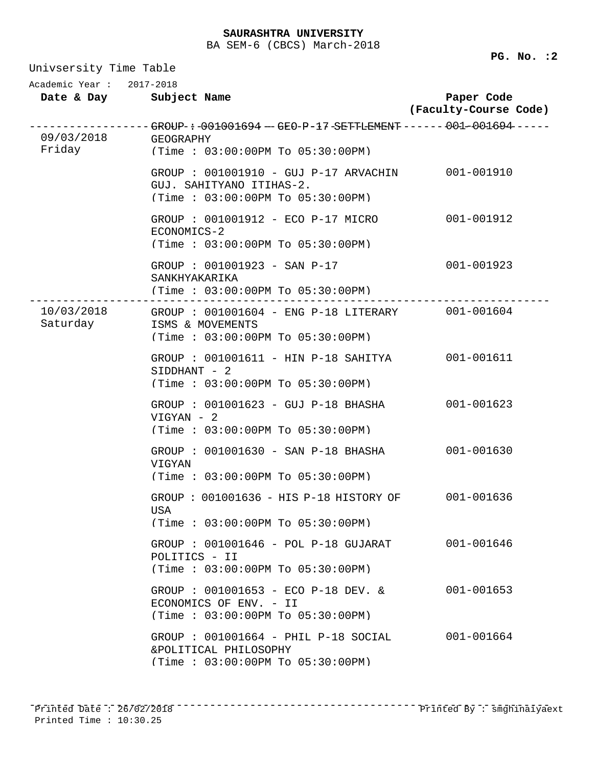**SAURASHTRA UNIVERSITY**

BA SEM-6 (CBCS) March-2018

Univsersity Time Table

Academic Year : 2017-2018

| Date & Day | Subject Name | Paper Code (Faculty-Course Code) |
|---|---|---|
| 09/03/2018 Friday | GROUP : 001001694 - GEO P-17 SETTLEMENT GEOGRAPHY (Time : 03:00:00PM To 05:30:00PM) | 001-001694 |
| | GROUP : 001001910 - GUJ P-17 ARVACHIN GUJ. SAHITYANO ITIHAS-2. (Time : 03:00:00PM To 05:30:00PM) | 001-001910 |
| | GROUP : 001001912 - ECO P-17 MICRO ECONOMICS-2 (Time : 03:00:00PM To 05:30:00PM) | 001-001912 |
| | GROUP : 001001923 - SAN P-17 SANKHYAKARIKA (Time : 03:00:00PM To 05:30:00PM) | 001-001923 |
| 10/03/2018 Saturday | GROUP : 001001604 - ENG P-18 LITERARY ISMS & MOVEMENTS (Time : 03:00:00PM To 05:30:00PM) | 001-001604 |
| | GROUP : 001001611 - HIN P-18 SAHITYA SIDDHANT - 2 (Time : 03:00:00PM To 05:30:00PM) | 001-001611 |
| | GROUP : 001001623 - GUJ P-18 BHASHA VIGYAN - 2 (Time : 03:00:00PM To 05:30:00PM) | 001-001623 |
| | GROUP : 001001630 - SAN P-18 BHASHA VIGYAN (Time : 03:00:00PM To 05:30:00PM) | 001-001630 |
| | GROUP : 001001636 - HIS P-18 HISTORY OF USA (Time : 03:00:00PM To 05:30:00PM) | 001-001636 |
| | GROUP : 001001646 - POL P-18 GUJARAT POLITICS - II (Time : 03:00:00PM To 05:30:00PM) | 001-001646 |
| | GROUP : 001001653 - ECO P-18 DEV. & ECONOMICS OF ENV. - II (Time : 03:00:00PM To 05:30:00PM) | 001-001653 |
| | GROUP : 001001664 - PHIL P-18 SOCIAL &POLITICAL PHILOSOPHY (Time : 03:00:00PM To 05:30:00PM) | 001-001664 |

Printed Date : 26/02/2018 Printed By : smghinaiyaext

Printed Time : 10:30.25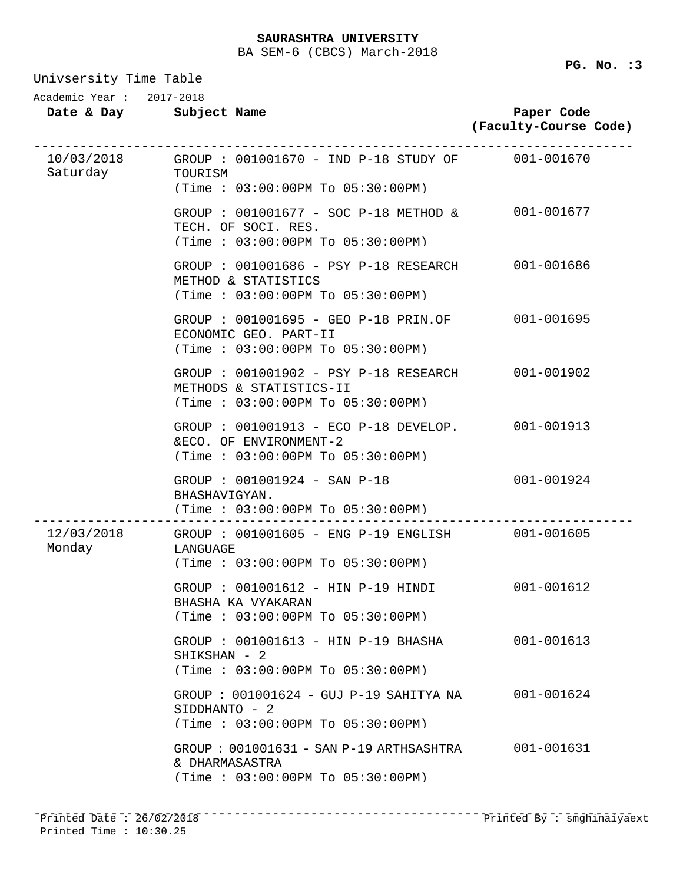**SAURASHTRA UNIVERSITY**

BA SEM-6 (CBCS) March-2018

Univsersity Time Table

Academic Year : 2017-2018

| Date & Day | Subject Name | Paper Code (Faculty-Course Code) |
|---|---|---|
| 10/03/2018 Saturday | GROUP : 001001670 - IND P-18 STUDY OF TOURISM (Time : 03:00:00PM To 05:30:00PM) | 001-001670 |
| | GROUP : 001001677 - SOC P-18 METHOD & TECH. OF SOCI. RES. (Time : 03:00:00PM To 05:30:00PM) | 001-001677 |
| | GROUP : 001001686 - PSY P-18 RESEARCH METHOD & STATISTICS (Time : 03:00:00PM To 05:30:00PM) | 001-001686 |
| | GROUP : 001001695 - GEO P-18 PRIN.OF ECONOMIC GEO. PART-II (Time : 03:00:00PM To 05:30:00PM) | 001-001695 |
| | GROUP : 001001902 - PSY P-18 RESEARCH METHODS & STATISTICS-II (Time : 03:00:00PM To 05:30:00PM) | 001-001902 |
| | GROUP : 001001913 - ECO P-18 DEVELOP. &ECO. OF ENVIRONMENT-2 (Time : 03:00:00PM To 05:30:00PM) | 001-001913 |
| | GROUP : 001001924 - SAN P-18 BHASHAVIGYAN. (Time : 03:00:00PM To 05:30:00PM) | 001-001924 |
| 12/03/2018 Monday | GROUP : 001001605 - ENG P-19 ENGLISH LANGUAGE (Time : 03:00:00PM To 05:30:00PM) | 001-001605 |
| | GROUP : 001001612 - HIN P-19 HINDI BHASHA KA VYAKARAN (Time : 03:00:00PM To 05:30:00PM) | 001-001612 |
| | GROUP : 001001613 - HIN P-19 BHASHA SHIKSHAN - 2 (Time : 03:00:00PM To 05:30:00PM) | 001-001613 |
| | GROUP : 001001624 - GUJ P-19 SAHITYA NA SIDDHANTO - 2 (Time : 03:00:00PM To 05:30:00PM) | 001-001624 |
| | GROUP : 001001631 - SAN P-19 ARTHSASHTRA & DHARMASASTRA (Time : 03:00:00PM To 05:30:00PM) | 001-001631 |

Printed Date : 26/02/2018 Printed By : smghinaiyaext

Printed Time : 10:30.25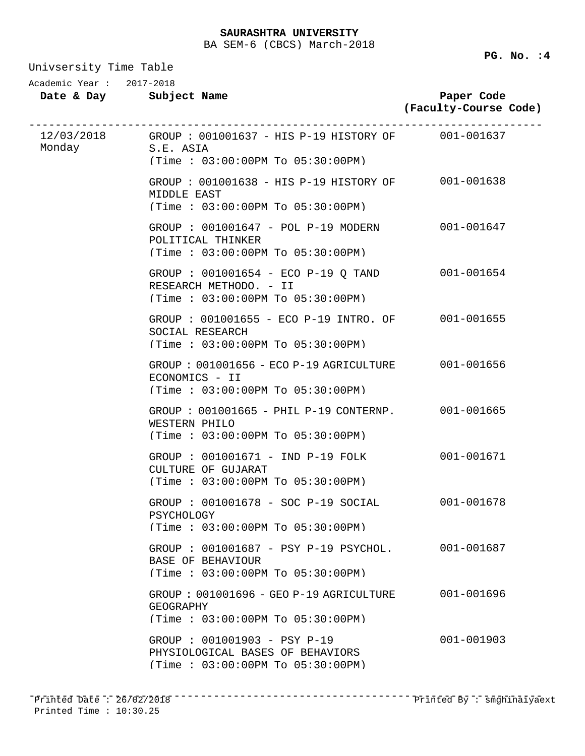**SAURASHTRA UNIVERSITY**

BA SEM-6 (CBCS) March-2018

Univsersity Time Table

Academic Year : 2017-2018

| Date & Day | Subject Name | Paper Code (Faculty-Course Code) |
|---|---|---|
| 12/03/2018 Monday | GROUP : 001001637 - HIS P-19 HISTORY OF S.E. ASIA (Time : 03:00:00PM To 05:30:00PM) | 001-001637 |
| | GROUP : 001001638 - HIS P-19 HISTORY OF MIDDLE EAST (Time : 03:00:00PM To 05:30:00PM) | 001-001638 |
| | GROUP : 001001647 - POL P-19 MODERN POLITICAL THINKER (Time : 03:00:00PM To 05:30:00PM) | 001-001647 |
| | GROUP : 001001654 - ECO P-19 Q TAND RESEARCH METHODO. - II (Time : 03:00:00PM To 05:30:00PM) | 001-001654 |
| | GROUP : 001001655 - ECO P-19 INTRO. OF SOCIAL RESEARCH (Time : 03:00:00PM To 05:30:00PM) | 001-001655 |
| | GROUP : 001001656 - ECO P-19 AGRICULTURE ECONOMICS - II (Time : 03:00:00PM To 05:30:00PM) | 001-001656 |
| | GROUP : 001001665 - PHIL P-19 CONTERNP. WESTERN PHILO (Time : 03:00:00PM To 05:30:00PM) | 001-001665 |
| | GROUP : 001001671 - IND P-19 FOLK CULTURE OF GUJARAT (Time : 03:00:00PM To 05:30:00PM) | 001-001671 |
| | GROUP : 001001678 - SOC P-19 SOCIAL PSYCHOLOGY (Time : 03:00:00PM To 05:30:00PM) | 001-001678 |
| | GROUP : 001001687 - PSY P-19 PSYCHOL. BASE OF BEHAVIOUR (Time : 03:00:00PM To 05:30:00PM) | 001-001687 |
| | GROUP : 001001696 - GEO P-19 AGRICULTURE GEOGRAPHY (Time : 03:00:00PM To 05:30:00PM) | 001-001696 |
| | GROUP : 001001903 - PSY P-19 PHYSIOLOGICAL BASES OF BEHAVIORS (Time : 03:00:00PM To 05:30:00PM) | 001-001903 |

Printed Date : 26/02/2018
Printed Time : 10:30.25
Printed By : smghinaiyaext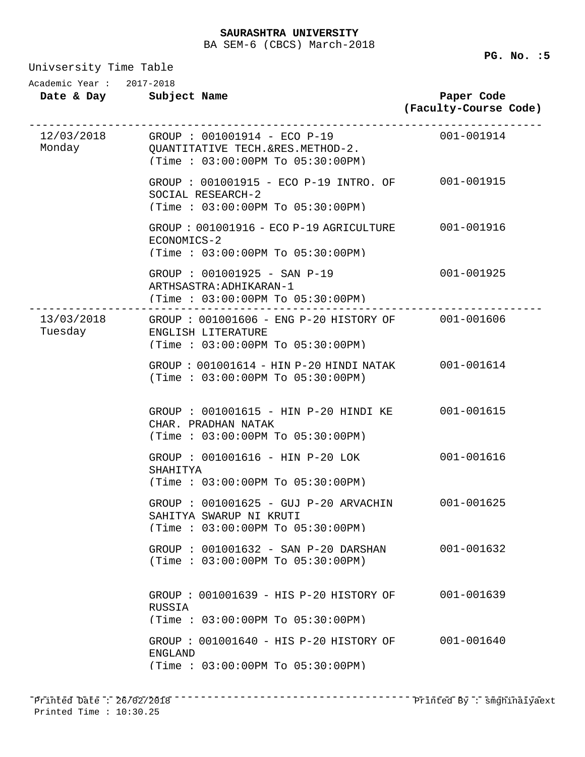**SAURASHTRA UNIVERSITY**

BA SEM-6 (CBCS) March-2018

Univsersity Time Table

Academic Year : 2017-2018

| Date & Day | Subject Name | Paper Code (Faculty-Course Code) |
|---|---|---|
| 12/03/2018 Monday | GROUP : 001001914 - ECO P-19 QUANTITATIVE TECH.&RES.METHOD-2. (Time : 03:00:00PM To 05:30:00PM) | 001-001914 |
| | GROUP : 001001915 - ECO P-19 INTRO. OF SOCIAL RESEARCH-2 (Time : 03:00:00PM To 05:30:00PM) | 001-001915 |
| | GROUP : 001001916 - ECO P-19 AGRICULTURE ECONOMICS-2 (Time : 03:00:00PM To 05:30:00PM) | 001-001916 |
| | GROUP : 001001925 - SAN P-19 ARTHSASTRA:ADHIKARAN-1 (Time : 03:00:00PM To 05:30:00PM) | 001-001925 |
| 13/03/2018 Tuesday | GROUP : 001001606 - ENG P-20 HISTORY OF ENGLISH LITERATURE (Time : 03:00:00PM To 05:30:00PM) | 001-001606 |
| | GROUP : 001001614 - HIN P-20 HINDI NATAK (Time : 03:00:00PM To 05:30:00PM) | 001-001614 |
| | GROUP : 001001615 - HIN P-20 HINDI KE CHAR. PRADHAN NATAK (Time : 03:00:00PM To 05:30:00PM) | 001-001615 |
| | GROUP : 001001616 - HIN P-20 LOK SHAHITYA (Time : 03:00:00PM To 05:30:00PM) | 001-001616 |
| | GROUP : 001001625 - GUJ P-20 ARVACHIN SAHITYA SWARUP NI KRUTI (Time : 03:00:00PM To 05:30:00PM) | 001-001625 |
| | GROUP : 001001632 - SAN P-20 DARSHAN (Time : 03:00:00PM To 05:30:00PM) | 001-001632 |
| | GROUP : 001001639 - HIS P-20 HISTORY OF RUSSIA (Time : 03:00:00PM To 05:30:00PM) | 001-001639 |
| | GROUP : 001001640 - HIS P-20 HISTORY OF ENGLAND (Time : 03:00:00PM To 05:30:00PM) | 001-001640 |

Printed Date : 26/02/2018
Printed Time : 10:30.25

Printed By : smghinaiyaext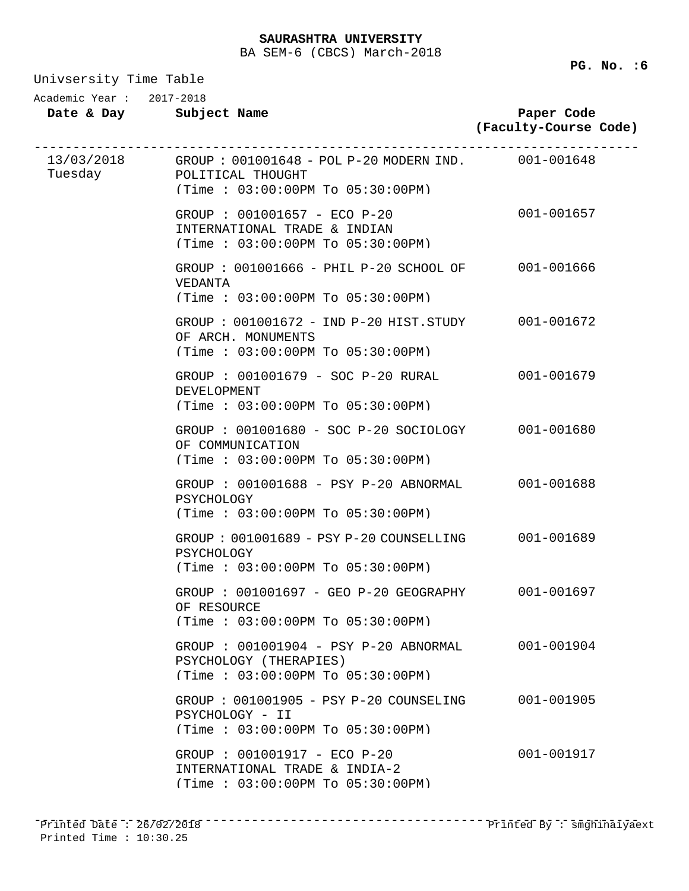**SAURASHTRA UNIVERSITY**

BA SEM-6 (CBCS) March-2018

**PG. No. :6**

Univsersity Time Table

Academic Year : 2017-2018

| Date & Day | Subject Name | Paper Code (Faculty-Course Code) |
|---|---|---|
| 13/03/2018 Tuesday | GROUP : 001001648 - POL P-20 MODERN IND. POLITICAL THOUGHT (Time : 03:00:00PM To 05:30:00PM) | 001-001648 |
| | GROUP : 001001657 - ECO P-20 INTERNATIONAL TRADE & INDIAN (Time : 03:00:00PM To 05:30:00PM) | 001-001657 |
| | GROUP : 001001666 - PHIL P-20 SCHOOL OF VEDANTA (Time : 03:00:00PM To 05:30:00PM) | 001-001666 |
| | GROUP : 001001672 - IND P-20 HIST.STUDY OF ARCH. MONUMENTS (Time : 03:00:00PM To 05:30:00PM) | 001-001672 |
| | GROUP : 001001679 - SOC P-20 RURAL DEVELOPMENT (Time : 03:00:00PM To 05:30:00PM) | 001-001679 |
| | GROUP : 001001680 - SOC P-20 SOCIOLOGY OF COMMUNICATION (Time : 03:00:00PM To 05:30:00PM) | 001-001680 |
| | GROUP : 001001688 - PSY P-20 ABNORMAL PSYCHOLOGY (Time : 03:00:00PM To 05:30:00PM) | 001-001688 |
| | GROUP : 001001689 - PSY P-20 COUNSELLING PSYCHOLOGY (Time : 03:00:00PM To 05:30:00PM) | 001-001689 |
| | GROUP : 001001697 - GEO P-20 GEOGRAPHY OF RESOURCE (Time : 03:00:00PM To 05:30:00PM) | 001-001697 |
| | GROUP : 001001904 - PSY P-20 ABNORMAL PSYCHOLOGY (THERAPIES) (Time : 03:00:00PM To 05:30:00PM) | 001-001904 |
| | GROUP : 001001905 - PSY P-20 COUNSELING PSYCHOLOGY - II (Time : 03:00:00PM To 05:30:00PM) | 001-001905 |
| | GROUP : 001001917 - ECO P-20 INTERNATIONAL TRADE & INDIA-2 (Time : 03:00:00PM To 05:30:00PM) | 001-001917 |

Printed Date : 26/02/2018
Printed Time : 10:30.25

Printed By : smghinaiyaext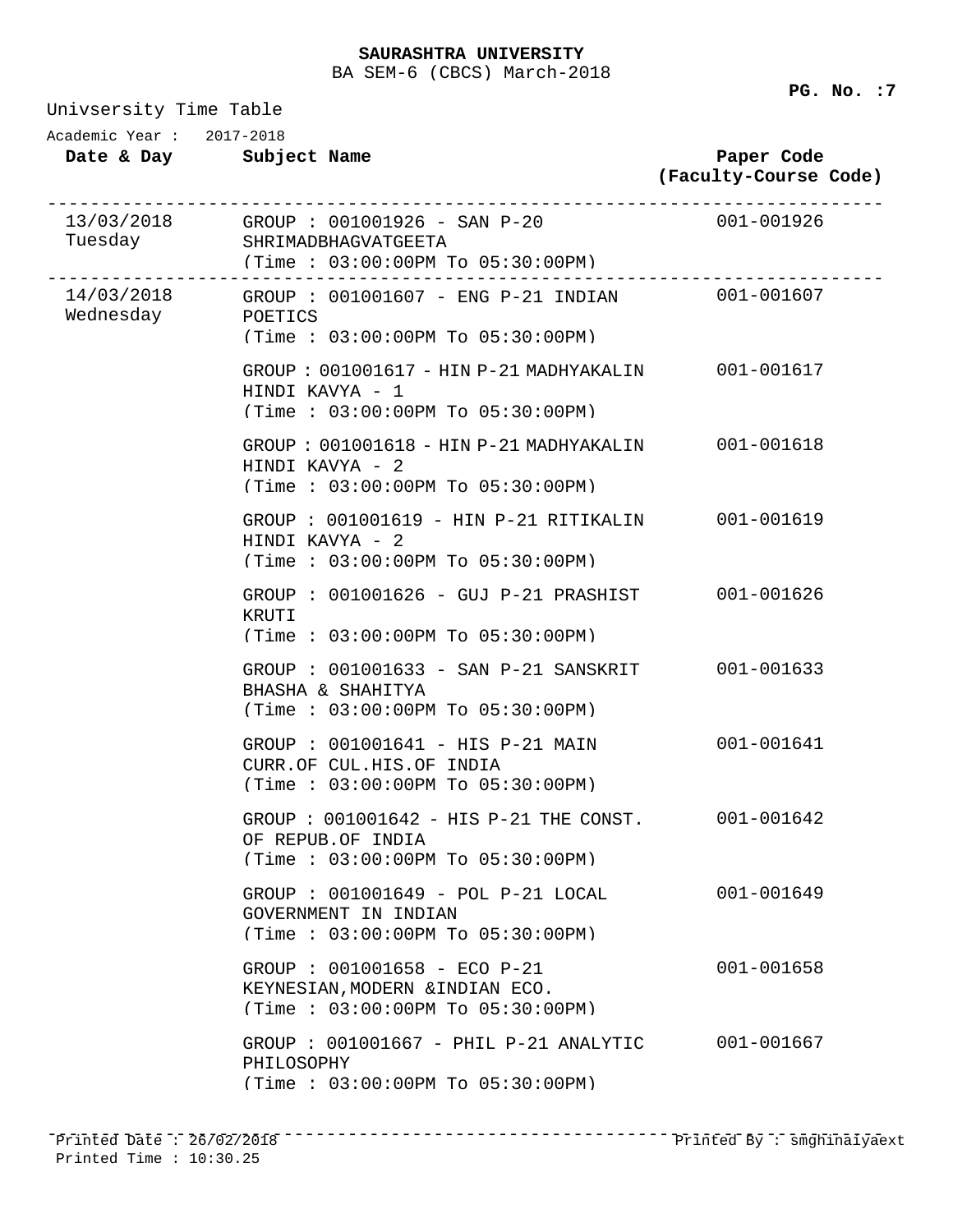**SAURASHTRA UNIVERSITY**
BA SEM-6 (CBCS) March-2018

Univsersity Time Table

Academic Year : 2017-2018

| Date & Day | Subject Name | Paper Code (Faculty-Course Code) |
|---|---|---|
| 13/03/2018 Tuesday | GROUP : 001001926 - SAN P-20 SHRIMADBHAGVATGEETA (Time : 03:00:00PM To 05:30:00PM) | 001-001926 |
| 14/03/2018 Wednesday | GROUP : 001001607 - ENG P-21 INDIAN POETICS (Time : 03:00:00PM To 05:30:00PM) | 001-001607 |
| | GROUP : 001001617 - HIN P-21 MADHYAKALIN HINDI KAVYA - 1 (Time : 03:00:00PM To 05:30:00PM) | 001-001617 |
| | GROUP : 001001618 - HIN P-21 MADHYAKALIN HINDI KAVYA - 2 (Time : 03:00:00PM To 05:30:00PM) | 001-001618 |
| | GROUP : 001001619 - HIN P-21 RITIKALIN HINDI KAVYA - 2 (Time : 03:00:00PM To 05:30:00PM) | 001-001619 |
| | GROUP : 001001626 - GUJ P-21 PRASHIST KRUTI (Time : 03:00:00PM To 05:30:00PM) | 001-001626 |
| | GROUP : 001001633 - SAN P-21 SANSKRIT BHASHA & SHAHITYA (Time : 03:00:00PM To 05:30:00PM) | 001-001633 |
| | GROUP : 001001641 - HIS P-21 MAIN CURR.OF CUL.HIS.OF INDIA (Time : 03:00:00PM To 05:30:00PM) | 001-001641 |
| | GROUP : 001001642 - HIS P-21 THE CONST. OF REPUB.OF INDIA (Time : 03:00:00PM To 05:30:00PM) | 001-001642 |
| | GROUP : 001001649 - POL P-21 LOCAL GOVERNMENT IN INDIAN (Time : 03:00:00PM To 05:30:00PM) | 001-001649 |
| | GROUP : 001001658 - ECO P-21 KEYNESIAN,MODERN &INDIAN ECO. (Time : 03:00:00PM To 05:30:00PM) | 001-001658 |
| | GROUP : 001001667 - PHIL P-21 ANALYTIC PHILOSOPHY (Time : 03:00:00PM To 05:30:00PM) | 001-001667 |

Printed Date : 26/02/2018
Printed Time : 10:30.25
Printed By : smghinaiyaext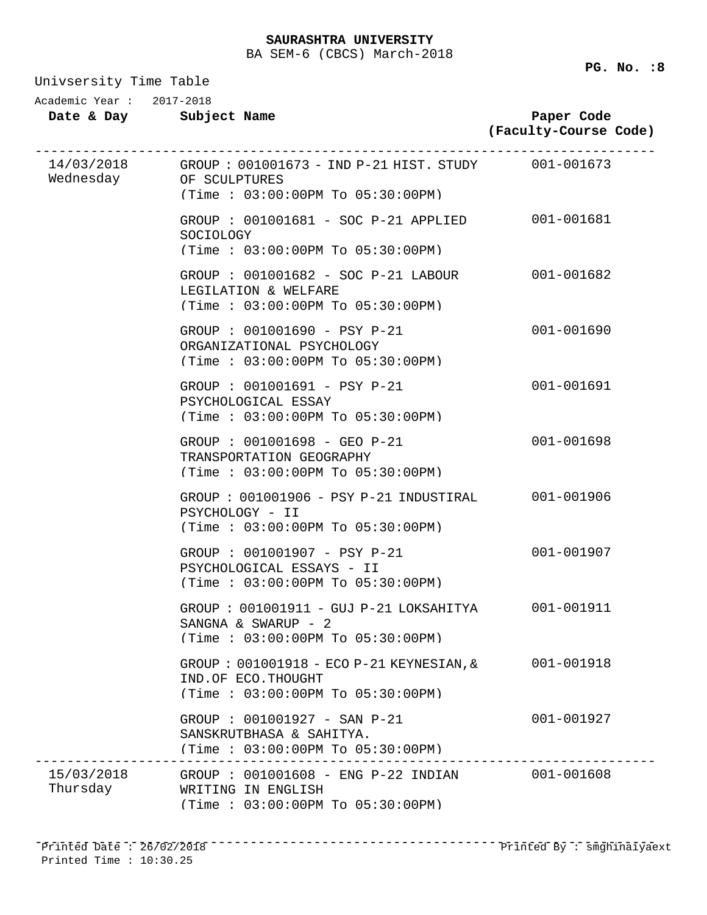**SAURASHTRA UNIVERSITY**
BA SEM-6 (CBCS) March-2018

Univsersity Time Table

Academic Year : 2017-2018

| Date & Day | Subject Name | Paper Code (Faculty-Course Code) |
|---|---|---|
| 14/03/2018 Wednesday | GROUP : 001001673 - IND P-21 HIST. STUDY OF SCULPTURES (Time : 03:00:00PM To 05:30:00PM) | 001-001673 |
| | GROUP : 001001681 - SOC P-21 APPLIED SOCIOLOGY (Time : 03:00:00PM To 05:30:00PM) | 001-001681 |
| | GROUP : 001001682 - SOC P-21 LABOUR LEGILATION & WELFARE (Time : 03:00:00PM To 05:30:00PM) | 001-001682 |
| | GROUP : 001001690 - PSY P-21 ORGANIZATIONAL PSYCHOLOGY (Time : 03:00:00PM To 05:30:00PM) | 001-001690 |
| | GROUP : 001001691 - PSY P-21 PSYCHOLOGICAL ESSAY (Time : 03:00:00PM To 05:30:00PM) | 001-001691 |
| | GROUP : 001001698 - GEO P-21 TRANSPORTATION GEOGRAPHY (Time : 03:00:00PM To 05:30:00PM) | 001-001698 |
| | GROUP : 001001906 - PSY P-21 INDUSTIRAL PSYCHOLOGY - II (Time : 03:00:00PM To 05:30:00PM) | 001-001906 |
| | GROUP : 001001907 - PSY P-21 PSYCHOLOGICAL ESSAYS - II (Time : 03:00:00PM To 05:30:00PM) | 001-001907 |
| | GROUP : 001001911 - GUJ P-21 LOKSAHITYA SANGNA & SWARUP - 2 (Time : 03:00:00PM To 05:30:00PM) | 001-001911 |
| | GROUP : 001001918 - ECO P-21 KEYNESIAN,& IND.OF ECO.THOUGHT (Time : 03:00:00PM To 05:30:00PM) | 001-001918 |
| | GROUP : 001001927 - SAN P-21 SANSKRUTBHASA & SAHITYA. (Time : 03:00:00PM To 05:30:00PM) | 001-001927 |
| 15/03/2018 Thursday | GROUP : 001001608 - ENG P-22 INDIAN WRITING IN ENGLISH (Time : 03:00:00PM To 05:30:00PM) | 001-001608 |

Printed Date : 26/02/2018
Printed Time : 10:30.25
Printed By : smghinaiyaext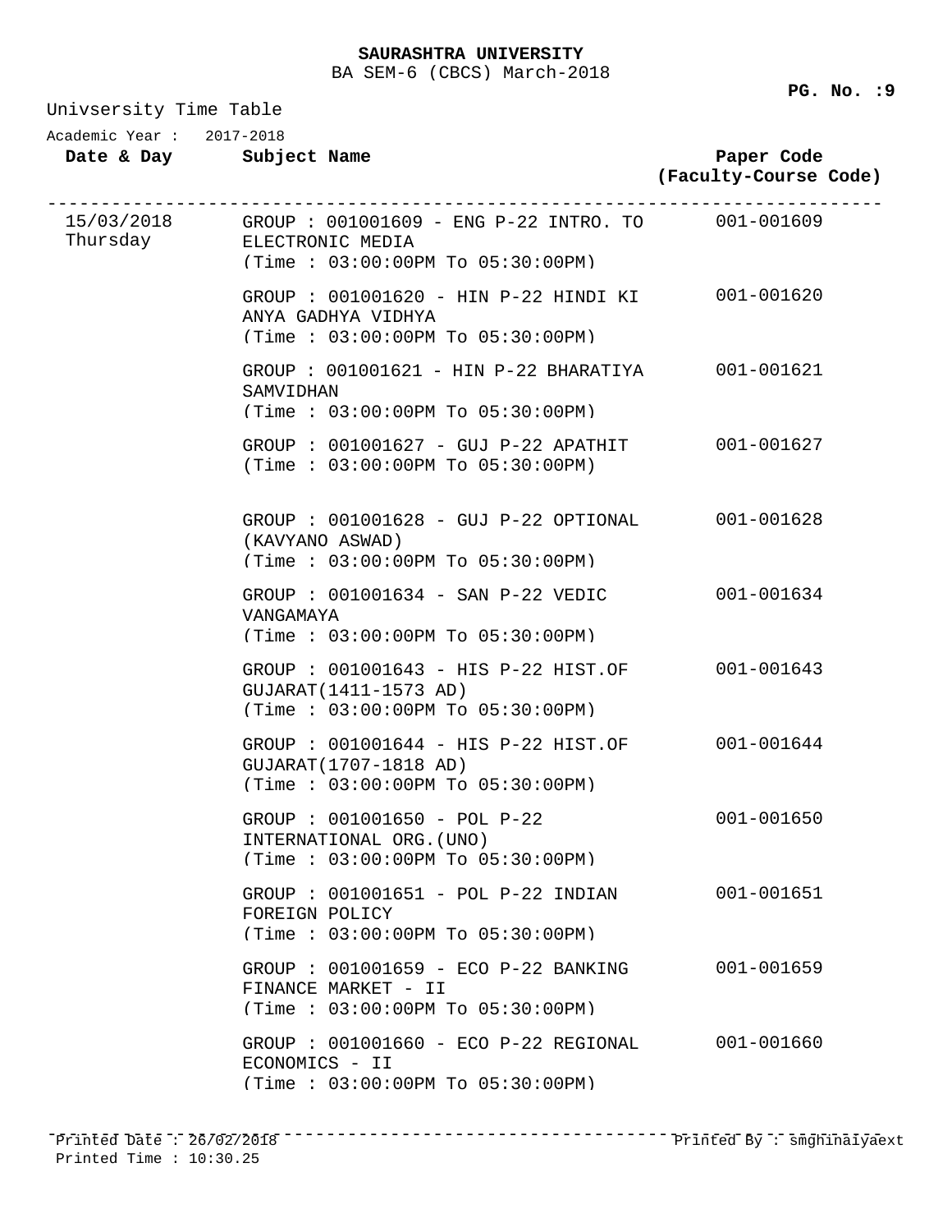**SAURASHTRA UNIVERSITY**

BA SEM-6 (CBCS) March-2018

Univsersity Time Table

Academic Year : 2017-2018

| Date & Day | Subject Name | Paper Code (Faculty-Course Code) |
|---|---|---|
| 15/03/2018 Thursday | GROUP : 001001609 - ENG P-22 INTRO. TO ELECTRONIC MEDIA (Time : 03:00:00PM To 05:30:00PM) | 001-001609 |
| | GROUP : 001001620 - HIN P-22 HINDI KI ANYA GADHYA VIDHYA (Time : 03:00:00PM To 05:30:00PM) | 001-001620 |
| | GROUP : 001001621 - HIN P-22 BHARATIYA SAMVIDHAN (Time : 03:00:00PM To 05:30:00PM) | 001-001621 |
| | GROUP : 001001627 - GUJ P-22 APATHIT (Time : 03:00:00PM To 05:30:00PM) | 001-001627 |
| | GROUP : 001001628 - GUJ P-22 OPTIONAL (KAVYANO ASWAD) (Time : 03:00:00PM To 05:30:00PM) | 001-001628 |
| | GROUP : 001001634 - SAN P-22 VEDIC VANGAMAYA (Time : 03:00:00PM To 05:30:00PM) | 001-001634 |
| | GROUP : 001001643 - HIS P-22 HIST.OF GUJARAT(1411-1573 AD) (Time : 03:00:00PM To 05:30:00PM) | 001-001643 |
| | GROUP : 001001644 - HIS P-22 HIST.OF GUJARAT(1707-1818 AD) (Time : 03:00:00PM To 05:30:00PM) | 001-001644 |
| | GROUP : 001001650 - POL P-22 INTERNATIONAL ORG.(UNO) (Time : 03:00:00PM To 05:30:00PM) | 001-001650 |
| | GROUP : 001001651 - POL P-22 INDIAN FOREIGN POLICY (Time : 03:00:00PM To 05:30:00PM) | 001-001651 |
| | GROUP : 001001659 - ECO P-22 BANKING FINANCE MARKET - II (Time : 03:00:00PM To 05:30:00PM) | 001-001659 |
| | GROUP : 001001660 - ECO P-22 REGIONAL ECONOMICS - II (Time : 03:00:00PM To 05:30:00PM) | 001-001660 |

Printed Date : 26/02/2018
Printed Time : 10:30.25

Printed By : smghinaiyaext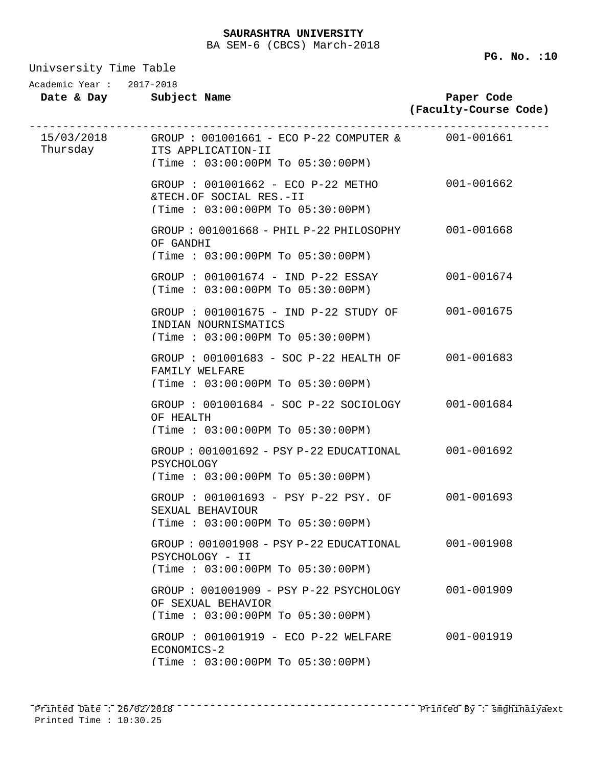**SAURASHTRA UNIVERSITY**
BA SEM-6 (CBCS) March-2018

Univsersity Time Table

Academic Year : 2017-2018

| Date & Day | Subject Name | Paper Code (Faculty-Course Code) |
|---|---|---|
| 15/03/2018 Thursday | GROUP : 001001661 - ECO P-22 COMPUTER & ITS APPLICATION-II (Time : 03:00:00PM To 05:30:00PM) | 001-001661 |
| | GROUP : 001001662 - ECO P-22 METHO &TECH.OF SOCIAL RES.-II (Time : 03:00:00PM To 05:30:00PM) | 001-001662 |
| | GROUP : 001001668 - PHIL P-22 PHILOSOPHY OF GANDHI (Time : 03:00:00PM To 05:30:00PM) | 001-001668 |
| | GROUP : 001001674 - IND P-22 ESSAY (Time : 03:00:00PM To 05:30:00PM) | 001-001674 |
| | GROUP : 001001675 - IND P-22 STUDY OF INDIAN NOURNISMATICS (Time : 03:00:00PM To 05:30:00PM) | 001-001675 |
| | GROUP : 001001683 - SOC P-22 HEALTH OF FAMILY WELFARE (Time : 03:00:00PM To 05:30:00PM) | 001-001683 |
| | GROUP : 001001684 - SOC P-22 SOCIOLOGY OF HEALTH (Time : 03:00:00PM To 05:30:00PM) | 001-001684 |
| | GROUP : 001001692 - PSY P-22 EDUCATIONAL PSYCHOLOGY (Time : 03:00:00PM To 05:30:00PM) | 001-001692 |
| | GROUP : 001001693 - PSY P-22 PSY. OF SEXUAL BEHAVIOUR (Time : 03:00:00PM To 05:30:00PM) | 001-001693 |
| | GROUP : 001001908 - PSY P-22 EDUCATIONAL PSYCHOLOGY - II (Time : 03:00:00PM To 05:30:00PM) | 001-001908 |
| | GROUP : 001001909 - PSY P-22 PSYCHOLOGY OF SEXUAL BEHAVIOR (Time : 03:00:00PM To 05:30:00PM) | 001-001909 |
| | GROUP : 001001919 - ECO P-22 WELFARE ECONOMICS-2 (Time : 03:00:00PM To 05:30:00PM) | 001-001919 |

Printed Date : 26/02/2018
Printed Time : 10:30.25
Printed By : smghinaiyaext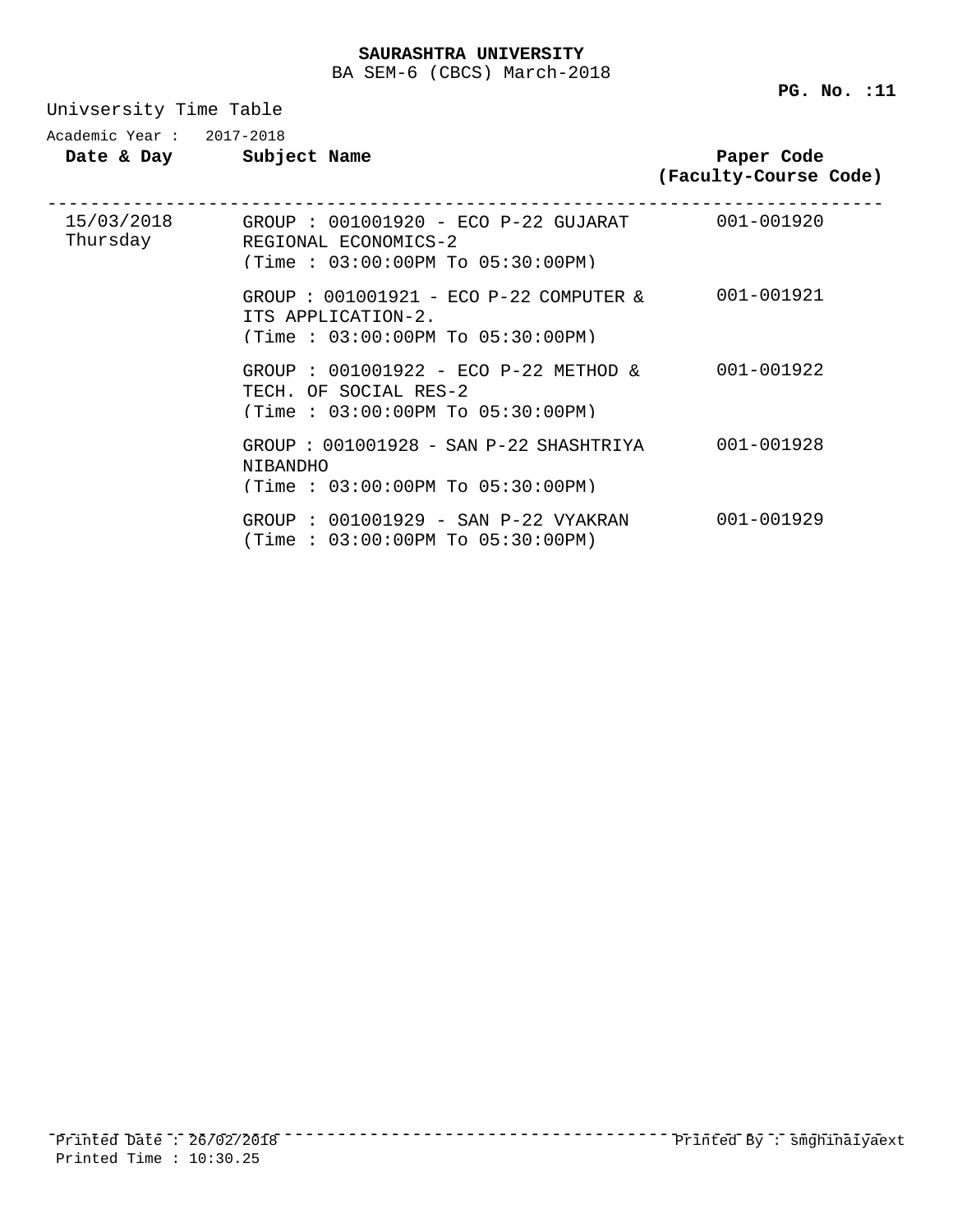**SAURASHTRA UNIVERSITY**

BA SEM-6 (CBCS) March-2018

**PG. No. :11**

Univsersity Time Table

Academic Year : 2017-2018

| Date & Day | Subject Name | Paper Code (Faculty-Course Code) |
|---|---|---|
| 15/03/2018 Thursday | GROUP : 001001920 - ECO P-22 GUJARAT REGIONAL ECONOMICS-2 (Time : 03:00:00PM To 05:30:00PM) | 001-001920 |
| | GROUP : 001001921 - ECO P-22 COMPUTER & ITS APPLICATION-2. (Time : 03:00:00PM To 05:30:00PM) | 001-001921 |
| | GROUP : 001001922 - ECO P-22 METHOD & TECH. OF SOCIAL RES-2 (Time : 03:00:00PM To 05:30:00PM) | 001-001922 |
| | GROUP : 001001928 - SAN P-22 SHASHTRIYA NIBANDHO (Time : 03:00:00PM To 05:30:00PM) | 001-001928 |
| | GROUP : 001001929 - SAN P-22 VYAKRAN (Time : 03:00:00PM To 05:30:00PM) | 001-001929 |

Printed Date : 26/02/2018
Printed Time : 10:30.25

Printed By : smghinaiyaext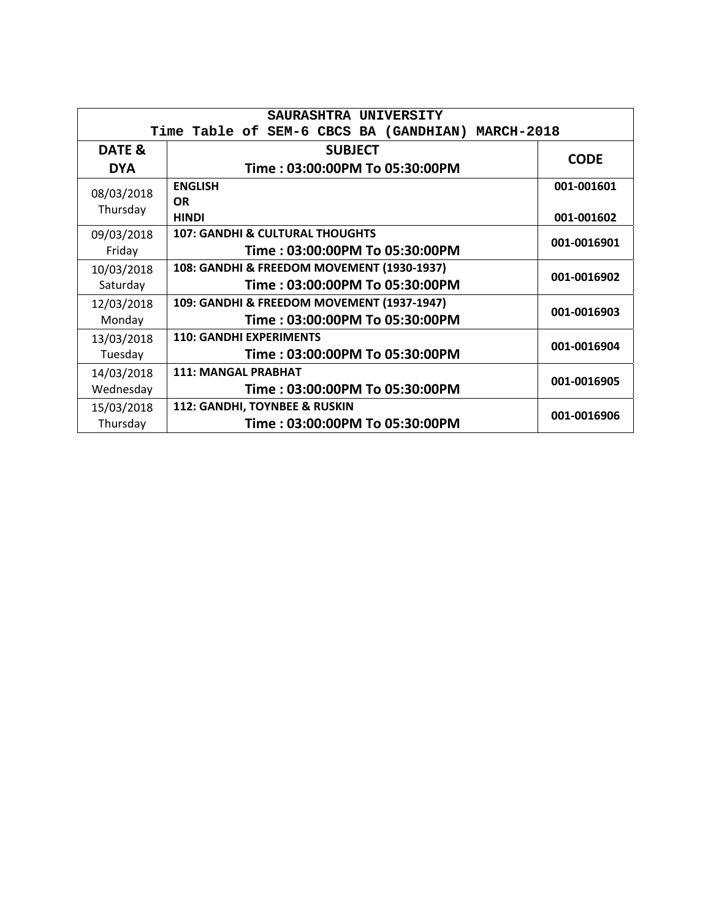| SAURASHTRA UNIVERSITY<br>Time Table of SEM-6 CBCS BA (GANDHIAN) MARCH-2018 | | |
|---|---|---|
| **DATE & DYA** | **SUBJECT**<br>**Time : 03:00:00PM To 05:30:00PM** | **CODE** |
| 08/03/2018<br>Thursday | **ENGLISH**<br>**OR**<br>**HINDI** | **001-001601**<br><br>**001-001602** |
| 09/03/2018<br>Friday | **107: GANDHI & CULTURAL THOUGHTS**<br>**Time : 03:00:00PM To 05:30:00PM** | **001-0016901** |
| 10/03/2018<br>Saturday | **108: GANDHI & FREEDOM MOVEMENT (1930-1937)**<br>**Time : 03:00:00PM To 05:30:00PM** | **001-0016902** |
| 12/03/2018<br>Monday | **109: GANDHI & FREEDOM MOVEMENT (1937-1947)**<br>**Time : 03:00:00PM To 05:30:00PM** | **001-0016903** |
| 13/03/2018<br>Tuesday | **110: GANDHI EXPERIMENTS**<br>**Time : 03:00:00PM To 05:30:00PM** | **001-0016904** |
| 14/03/2018<br>Wednesday | **111: MANGAL PRABHAT**<br>**Time : 03:00:00PM To 05:30:00PM** | **001-0016905** |
| 15/03/2018<br>Thursday | **112: GANDHI, TOYNBEE & RUSKIN**<br>**Time : 03:00:00PM To 05:30:00PM** | **001-0016906** |